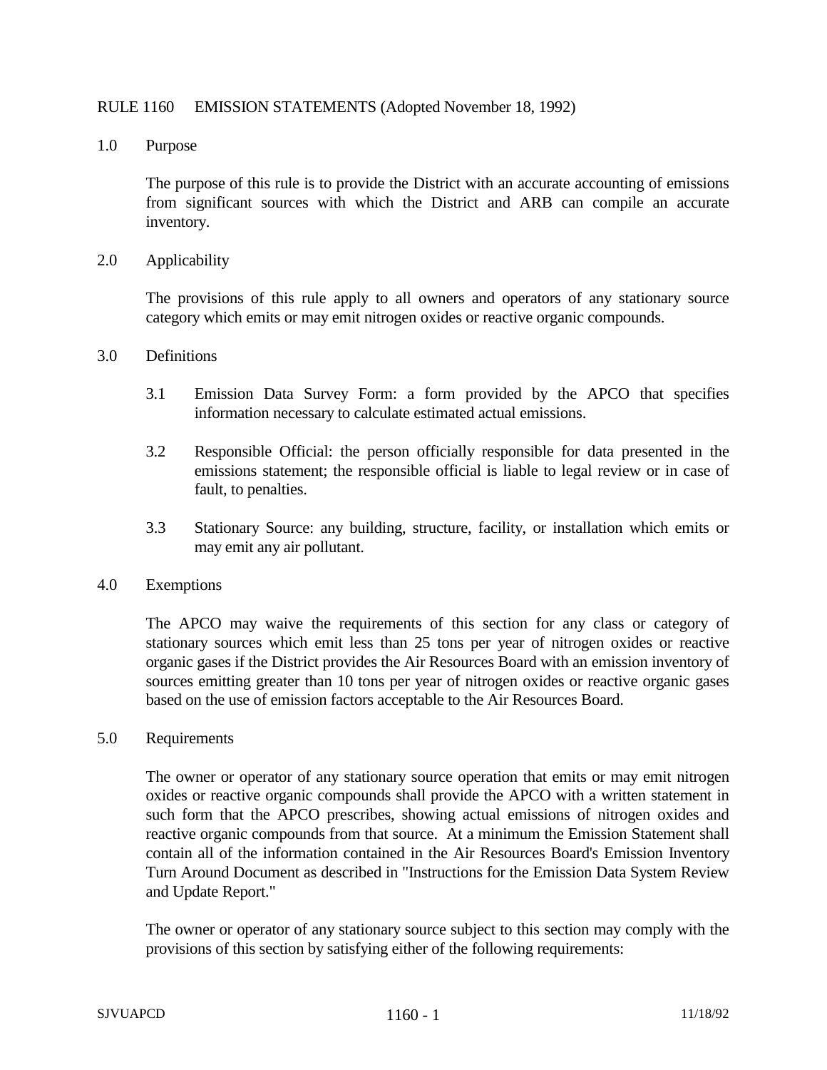# RULE 1160 EMISSION STATEMENTS (Adopted November 18, 1992)

## 1.0 Purpose

The purpose of this rule is to provide the District with an accurate accounting of emissions from significant sources with which the District and ARB can compile an accurate inventory.

## 2.0 Applicability

The provisions of this rule apply to all owners and operators of any stationary source category which emits or may emit nitrogen oxides or reactive organic compounds.

## 3.0 Definitions

3.1 Emission Data Survey Form: a form provided by the APCO that specifies information necessary to calculate estimated actual emissions.

3.2 Responsible Official: the person officially responsible for data presented in the emissions statement; the responsible official is liable to legal review or in case of fault, to penalties.

3.3 Stationary Source: any building, structure, facility, or installation which emits or may emit any air pollutant.

## 4.0 Exemptions

The APCO may waive the requirements of this section for any class or category of stationary sources which emit less than 25 tons per year of nitrogen oxides or reactive organic gases if the District provides the Air Resources Board with an emission inventory of sources emitting greater than 10 tons per year of nitrogen oxides or reactive organic gases based on the use of emission factors acceptable to the Air Resources Board.

## 5.0 Requirements

The owner or operator of any stationary source operation that emits or may emit nitrogen oxides or reactive organic compounds shall provide the APCO with a written statement in such form that the APCO prescribes, showing actual emissions of nitrogen oxides and reactive organic compounds from that source. At a minimum the Emission Statement shall contain all of the information contained in the Air Resources Board's Emission Inventory Turn Around Document as described in "Instructions for the Emission Data System Review and Update Report."

The owner or operator of any stationary source subject to this section may comply with the provisions of this section by satisfying either of the following requirements: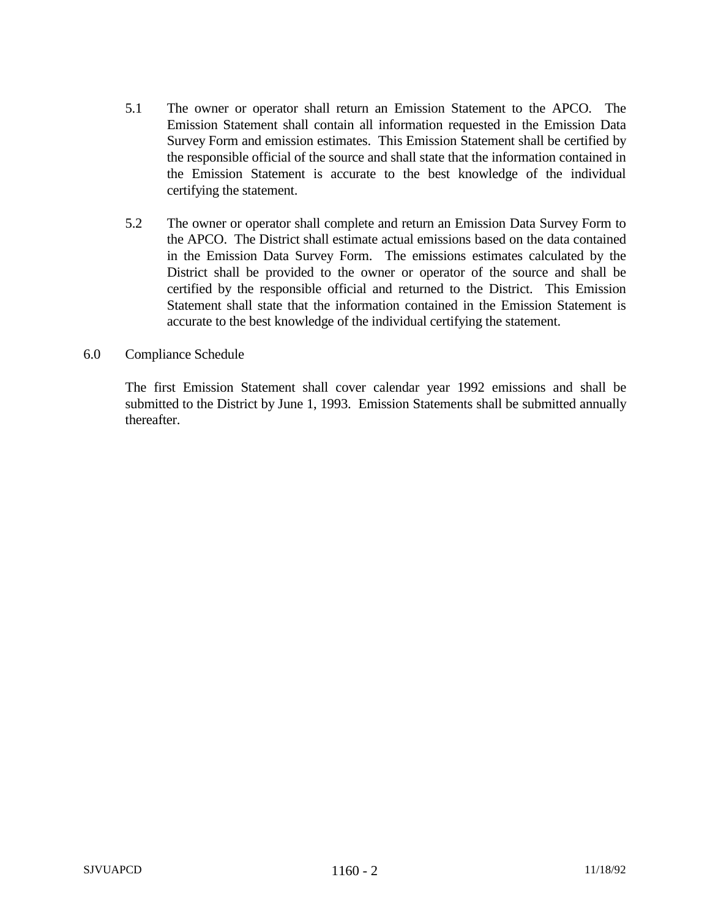5.1 The owner or operator shall return an Emission Statement to the APCO. The Emission Statement shall contain all information requested in the Emission Data Survey Form and emission estimates. This Emission Statement shall be certified by the responsible official of the source and shall state that the information contained in the Emission Statement is accurate to the best knowledge of the individual certifying the statement.

5.2 The owner or operator shall complete and return an Emission Data Survey Form to the APCO. The District shall estimate actual emissions based on the data contained in the Emission Data Survey Form. The emissions estimates calculated by the District shall be provided to the owner or operator of the source and shall be certified by the responsible official and returned to the District. This Emission Statement shall state that the information contained in the Emission Statement is accurate to the best knowledge of the individual certifying the statement.

## 6.0 Compliance Schedule

The first Emission Statement shall cover calendar year 1992 emissions and shall be submitted to the District by June 1, 1993. Emission Statements shall be submitted annually thereafter.